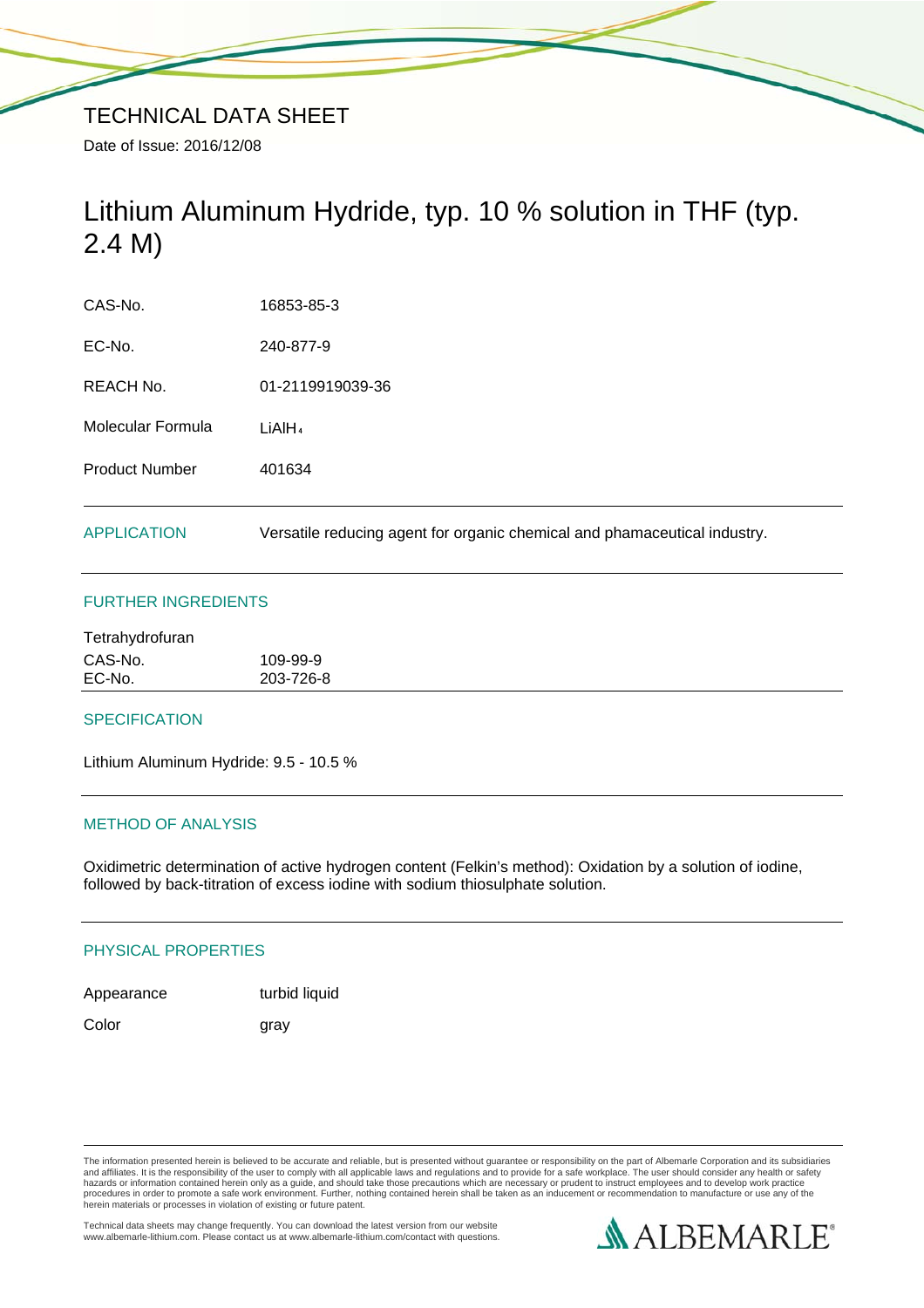# TECHNICAL DATA SHEET

Date of Issue: 2016/12/08

## Lithium Aluminum Hydride, typ. 10 % solution in THF (typ. 2.4 M)

| | |
|---|---|
| CAS-No. | 16853-85-3 |
| EC-No. | 240-877-9 |
| REACH No. | 01-2119919039-36 |
| Molecular Formula | $LiAlH_4$ |
| Product Number | 401634 |

### APPLICATION

Versatile reducing agent for organic chemical and phamaceutical industry.

### FURTHER INGREDIENTS

Tetrahydrofuran

| | |
|---|---|
| CAS-No. | 109-99-9 |
| EC-No. | 203-726-8 |

### SPECIFICATION

Lithium Aluminum Hydride: 9.5 - 10.5 %

### METHOD OF ANALYSIS

Oxidimetric determination of active hydrogen content (Felkin's method): Oxidation by a solution of iodine, followed by back-titration of excess iodine with sodium thiosulphate solution.

### PHYSICAL PROPERTIES

| | |
|---|---|
| Appearance | turbid liquid |
| Color | gray |

The information presented herein is believed to be accurate and reliable, but is presented without guarantee or responsibility on the part of Albemarle Corporation and its subsidiaries and affiliates. It is the responsibility of the user to comply with all applicable laws and regulations and to provide for a safe workplace. The user should consider any health or safety hazards or information contained herein only as a guide, and should take those precautions which are necessary or prudent to instruct employees and to develop work practice procedures in order to promote a safe work environment. Further, nothing contained herein shall be taken as an inducement or recommendation to manufacture or use any of the herein materials or processes in violation of existing or future patent.

Technical data sheets may change frequently. You can download the latest version from our website www.albemarle-lithium.com. Please contact us at www.albemarle-lithium.com/contact with questions.

ALBEMARLE®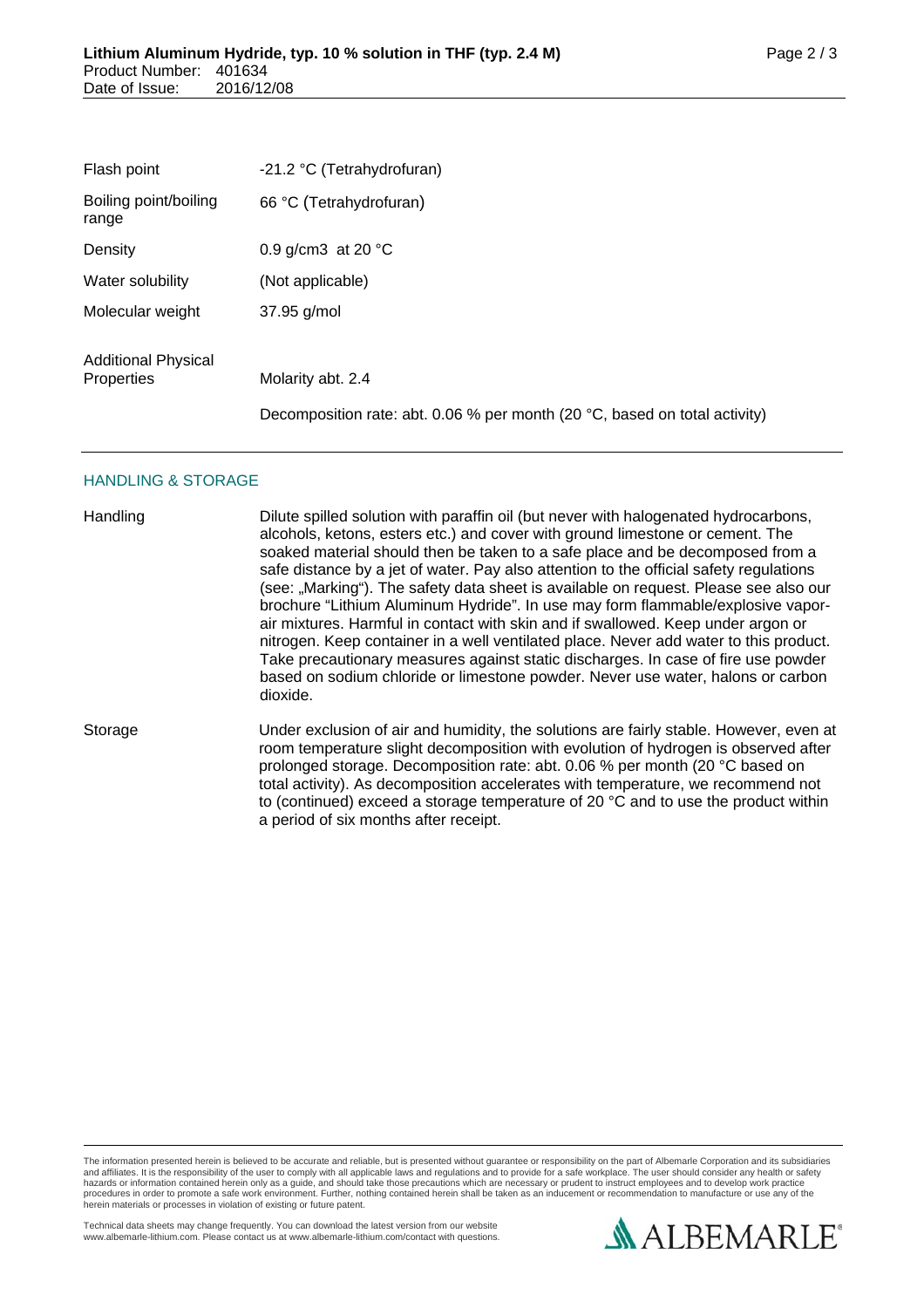| | |
|---|---|
| Flash point | -21.2 °C (Tetrahydrofuran) |
| Boiling point/boiling range | 66 °C (Tetrahydrofuran) |
| Density | 0.9 g/cm3 at 20 °C |
| Water solubility | (Not applicable) |
| Molecular weight | 37.95 g/mol |
| Additional Physical Properties | Molarity abt. 2.4 |
| | Decomposition rate: abt. 0.06 % per month (20 °C, based on total activity) |

## HANDLING & STORAGE

| | |
|---|---|
| Handling | Dilute spilled solution with paraffin oil (but never with halogenated hydrocarbons, alcohols, ketons, esters etc.) and cover with ground limestone or cement. The soaked material should then be taken to a safe place and be decomposed from a safe distance by a jet of water. Pay also attention to the official safety regulations (see: „Marking"). The safety data sheet is available on request. Please see also our brochure "Lithium Aluminum Hydride". In use may form flammable/explosive vapor-air mixtures. Harmful in contact with skin and if swallowed. Keep under argon or nitrogen. Keep container in a well ventilated place. Never add water to this product. Take precautionary measures against static discharges. In case of fire use powder based on sodium chloride or limestone powder. Never use water, halons or carbon dioxide. |
| Storage | Under exclusion of air and humidity, the solutions are fairly stable. However, even at room temperature slight decomposition with evolution of hydrogen is observed after prolonged storage. Decomposition rate: abt. 0.06 % per month (20 °C based on total activity). As decomposition accelerates with temperature, we recommend not to (continued) exceed a storage temperature of 20 °C and to use the product within a period of six months after receipt. |

The information presented herein is believed to be accurate and reliable, but is presented without guarantee or responsibility on the part of Albemarle Corporation and its subsidiaries and affiliates. It is the responsibility of the user to comply with all applicable laws and regulations and to provide for a safe workplace. The user should consider any health or safety hazards or information contained herein only as a guide, and should take those precautions which are necessary or prudent to instruct employees and to develop work practice procedures in order to promote a safe work environment. Further, nothing contained herein shall be taken as an inducement or recommendation to manufacture or use any of the herein materials or processes in violation of existing or future patent.

Technical data sheets may change frequently. You can download the latest version from our website www.albemarle-lithium.com. Please contact us at www.albemarle-lithium.com/contact with questions.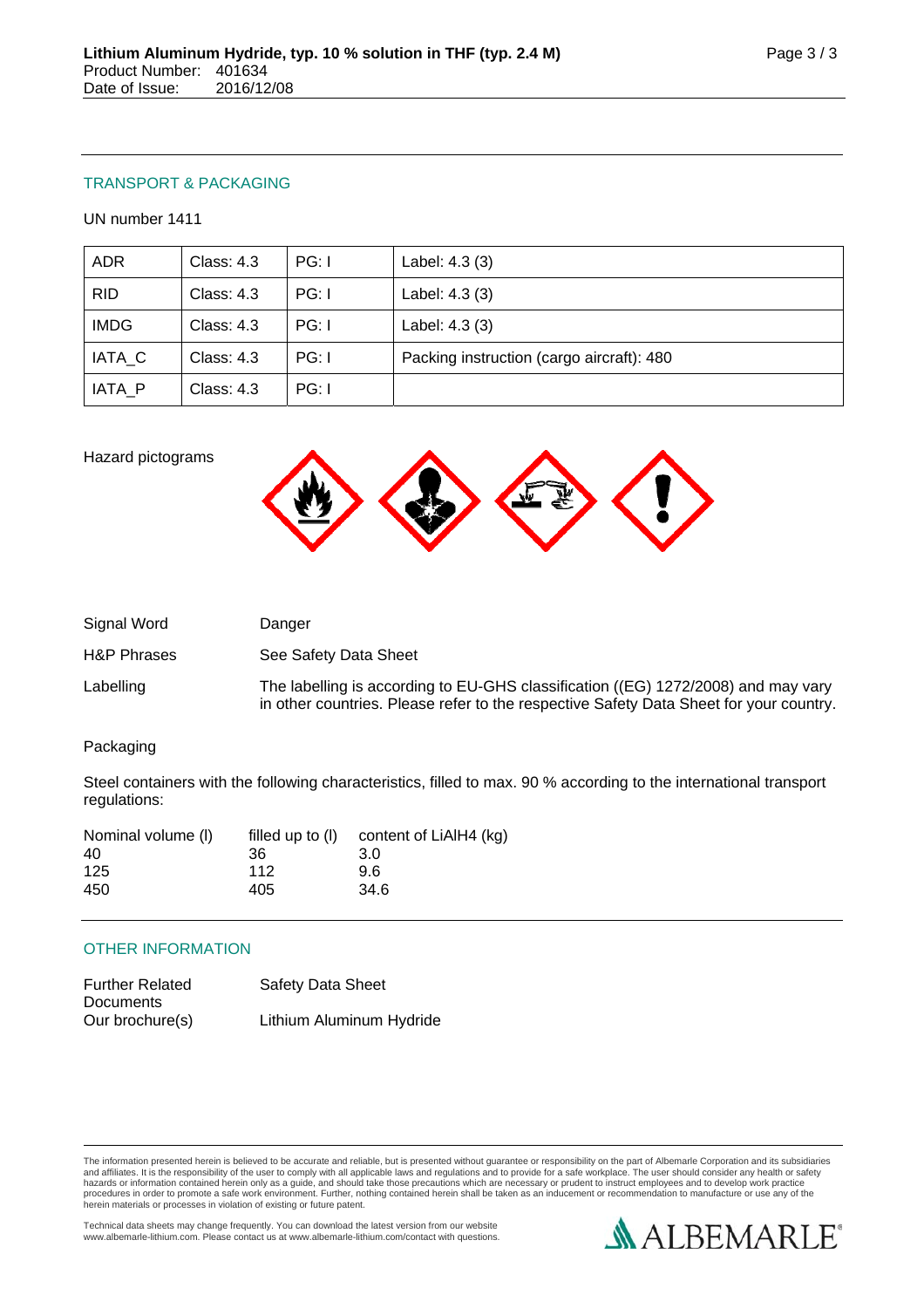## TRANSPORT & PACKAGING

UN number 1411

| | | | |
|---|---|---|---|
| ADR | Class: 4.3 | PG: I | Label: 4.3 (3) |
| RID | Class: 4.3 | PG: I | Label: 4.3 (3) |
| IMDG | Class: 4.3 | PG: I | Label: 4.3 (3) |
| IATA_C | Class: 4.3 | PG: I | Packing instruction (cargo aircraft): 480 |
| IATA_P | Class: 4.3 | PG: I | |

Hazard pictograms

| | |
|---|---|
| Signal Word | Danger |
| H&P Phrases | See Safety Data Sheet |
| Labelling | The labelling is according to EU-GHS classification ((EG) 1272/2008) and may vary in other countries. Please refer to the respective Safety Data Sheet for your country. |

Packaging

Steel containers with the following characteristics, filled to max. 90 % according to the international transport regulations:

| Nominal volume (l) | filled up to (l) | content of $LiAlH_4$ (kg) |
|---|---|---|
| 40 | 36 | 3.0 |
| 125 | 112 | 9.6 |
| 450 | 405 | 34.6 |

## OTHER INFORMATION

| | |
|---|---|
| Further Related Documents | Safety Data Sheet |
| Our brochure(s) | Lithium Aluminum Hydride |

The information presented herein is believed to be accurate and reliable, but is presented without guarantee or responsibility on the part of Albemarle Corporation and its subsidiaries and affiliates. It is the responsibility of the user to comply with all applicable laws and regulations and to provide for a safe workplace. The user should consider any health or safety hazards or information contained herein only as a guide, and should take those precautions which are necessary or prudent to instruct employees and to develop work practice procedures in order to promote a safe work environment. Further, nothing contained herein shall be taken as an inducement or recommendation to manufacture or use any of the herein materials or processes in violation of existing or future patent.

Technical data sheets may change frequently. You can download the latest version from our website www.albemarle-lithium.com. Please contact us at www.albemarle-lithium.com/contact with questions.